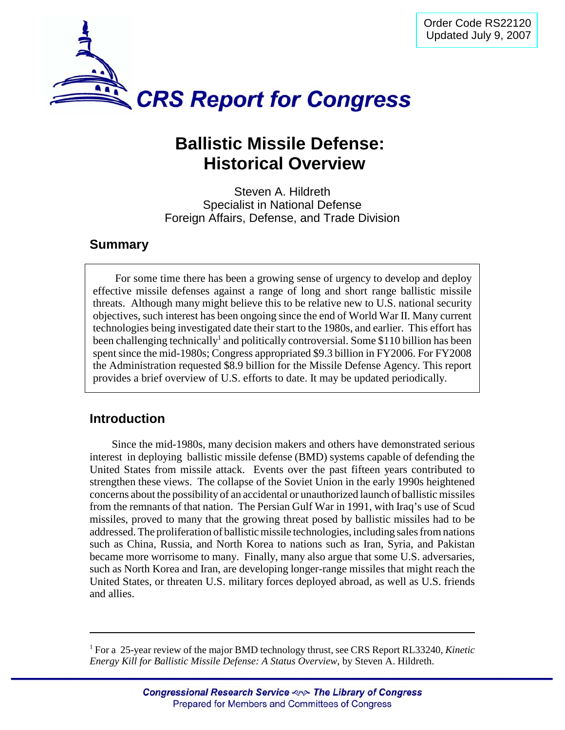Order Code RS22120
Updated July 9, 2007

# CRS Report for Congress

# Ballistic Missile Defense: Historical Overview

Steven A. Hildreth
Specialist in National Defense
Foreign Affairs, Defense, and Trade Division

## Summary

For some time there has been a growing sense of urgency to develop and deploy effective missile defenses against a range of long and short range ballistic missile threats. Although many might believe this to be relative new to U.S. national security objectives, such interest has been ongoing since the end of World War II. Many current technologies being investigated date their start to the 1980s, and earlier. This effort has been challenging technically[1] and politically controversial. Some $110 billion has been spent since the mid-1980s; Congress appropriated $9.3 billion in FY2006. For FY2008 the Administration requested $8.9 billion for the Missile Defense Agency. This report provides a brief overview of U.S. efforts to date. It may be updated periodically.

## Introduction

Since the mid-1980s, many decision makers and others have demonstrated serious interest in deploying ballistic missile defense (BMD) systems capable of defending the United States from missile attack. Events over the past fifteen years contributed to strengthen these views. The collapse of the Soviet Union in the early 1990s heightened concerns about the possibility of an accidental or unauthorized launch of ballistic missiles from the remnants of that nation. The Persian Gulf War in 1991, with Iraq's use of Scud missiles, proved to many that the growing threat posed by ballistic missiles had to be addressed. The proliferation of ballistic missile technologies, including sales from nations such as China, Russia, and North Korea to nations such as Iran, Syria, and Pakistan became more worrisome to many. Finally, many also argue that some U.S. adversaries, such as North Korea and Iran, are developing longer-range missiles that might reach the United States, or threaten U.S. military forces deployed abroad, as well as U.S. friends and allies.

---

[1] For a 25-year review of the major BMD technology thrust, see CRS Report RL33240, *Kinetic Energy Kill for Ballistic Missile Defense: A Status Overview*, by Steven A. Hildreth.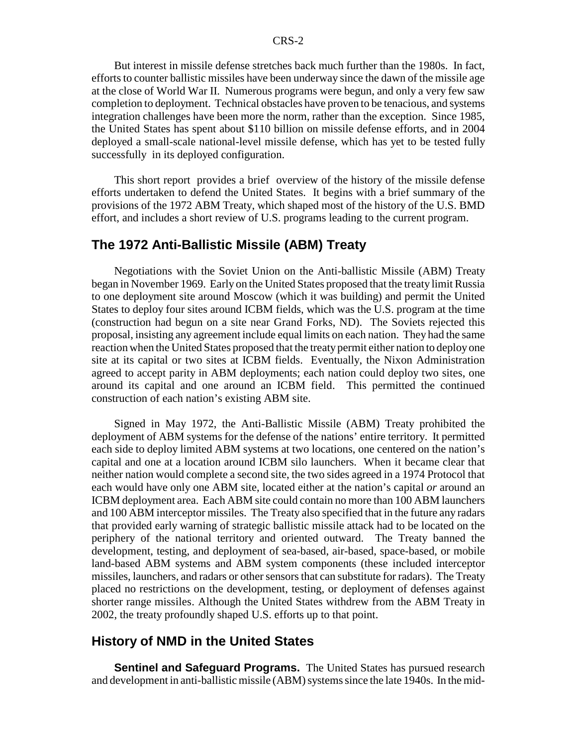But interest in missile defense stretches back much further than the 1980s. In fact, efforts to counter ballistic missiles have been underway since the dawn of the missile age at the close of World War II. Numerous programs were begun, and only a very few saw completion to deployment. Technical obstacles have proven to be tenacious, and systems integration challenges have been more the norm, rather than the exception. Since 1985, the United States has spent about $110 billion on missile defense efforts, and in 2004 deployed a small-scale national-level missile defense, which has yet to be tested fully successfully in its deployed configuration.

This short report provides a brief overview of the history of the missile defense efforts undertaken to defend the United States. It begins with a brief summary of the provisions of the 1972 ABM Treaty, which shaped most of the history of the U.S. BMD effort, and includes a short review of U.S. programs leading to the current program.

## The 1972 Anti-Ballistic Missile (ABM) Treaty

Negotiations with the Soviet Union on the Anti-ballistic Missile (ABM) Treaty began in November 1969. Early on the United States proposed that the treaty limit Russia to one deployment site around Moscow (which it was building) and permit the United States to deploy four sites around ICBM fields, which was the U.S. program at the time (construction had begun on a site near Grand Forks, ND). The Soviets rejected this proposal, insisting any agreement include equal limits on each nation. They had the same reaction when the United States proposed that the treaty permit either nation to deploy one site at its capital or two sites at ICBM fields. Eventually, the Nixon Administration agreed to accept parity in ABM deployments; each nation could deploy two sites, one around its capital and one around an ICBM field. This permitted the continued construction of each nation's existing ABM site.

Signed in May 1972, the Anti-Ballistic Missile (ABM) Treaty prohibited the deployment of ABM systems for the defense of the nations' entire territory. It permitted each side to deploy limited ABM systems at two locations, one centered on the nation's capital and one at a location around ICBM silo launchers. When it became clear that neither nation would complete a second site, the two sides agreed in a 1974 Protocol that each would have only one ABM site, located either at the nation's capital *or* around an ICBM deployment area. Each ABM site could contain no more than 100 ABM launchers and 100 ABM interceptor missiles. The Treaty also specified that in the future any radars that provided early warning of strategic ballistic missile attack had to be located on the periphery of the national territory and oriented outward. The Treaty banned the development, testing, and deployment of sea-based, air-based, space-based, or mobile land-based ABM systems and ABM system components (these included interceptor missiles, launchers, and radars or other sensors that can substitute for radars). The Treaty placed no restrictions on the development, testing, or deployment of defenses against shorter range missiles. Although the United States withdrew from the ABM Treaty in 2002, the treaty profoundly shaped U.S. efforts up to that point.

## History of NMD in the United States

**Sentinel and Safeguard Programs.** The United States has pursued research and development in anti-ballistic missile (ABM) systems since the late 1940s. In the mid-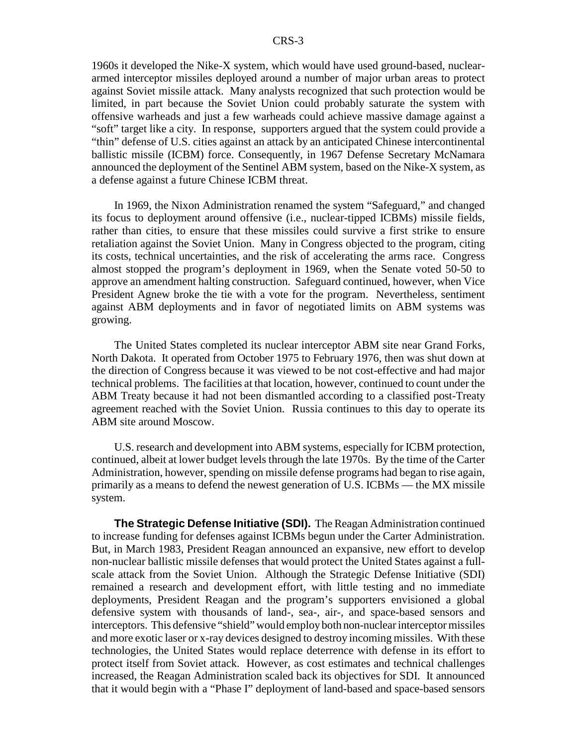1960s it developed the Nike-X system, which would have used ground-based, nuclear-armed interceptor missiles deployed around a number of major urban areas to protect against Soviet missile attack. Many analysts recognized that such protection would be limited, in part because the Soviet Union could probably saturate the system with offensive warheads and just a few warheads could achieve massive damage against a "soft" target like a city. In response, supporters argued that the system could provide a "thin" defense of U.S. cities against an attack by an anticipated Chinese intercontinental ballistic missile (ICBM) force. Consequently, in 1967 Defense Secretary McNamara announced the deployment of the Sentinel ABM system, based on the Nike-X system, as a defense against a future Chinese ICBM threat.

In 1969, the Nixon Administration renamed the system "Safeguard," and changed its focus to deployment around offensive (i.e., nuclear-tipped ICBMs) missile fields, rather than cities, to ensure that these missiles could survive a first strike to ensure retaliation against the Soviet Union. Many in Congress objected to the program, citing its costs, technical uncertainties, and the risk of accelerating the arms race. Congress almost stopped the program's deployment in 1969, when the Senate voted 50-50 to approve an amendment halting construction. Safeguard continued, however, when Vice President Agnew broke the tie with a vote for the program. Nevertheless, sentiment against ABM deployments and in favor of negotiated limits on ABM systems was growing.

The United States completed its nuclear interceptor ABM site near Grand Forks, North Dakota. It operated from October 1975 to February 1976, then was shut down at the direction of Congress because it was viewed to be not cost-effective and had major technical problems. The facilities at that location, however, continued to count under the ABM Treaty because it had not been dismantled according to a classified post-Treaty agreement reached with the Soviet Union. Russia continues to this day to operate its ABM site around Moscow.

U.S. research and development into ABM systems, especially for ICBM protection, continued, albeit at lower budget levels through the late 1970s. By the time of the Carter Administration, however, spending on missile defense programs had began to rise again, primarily as a means to defend the newest generation of U.S. ICBMs — the MX missile system.

**The Strategic Defense Initiative (SDI).** The Reagan Administration continued to increase funding for defenses against ICBMs begun under the Carter Administration. But, in March 1983, President Reagan announced an expansive, new effort to develop non-nuclear ballistic missile defenses that would protect the United States against a full-scale attack from the Soviet Union. Although the Strategic Defense Initiative (SDI) remained a research and development effort, with little testing and no immediate deployments, President Reagan and the program's supporters envisioned a global defensive system with thousands of land-, sea-, air-, and space-based sensors and interceptors. This defensive "shield" would employ both non-nuclear interceptor missiles and more exotic laser or x-ray devices designed to destroy incoming missiles. With these technologies, the United States would replace deterrence with defense in its effort to protect itself from Soviet attack. However, as cost estimates and technical challenges increased, the Reagan Administration scaled back its objectives for SDI. It announced that it would begin with a "Phase I" deployment of land-based and space-based sensors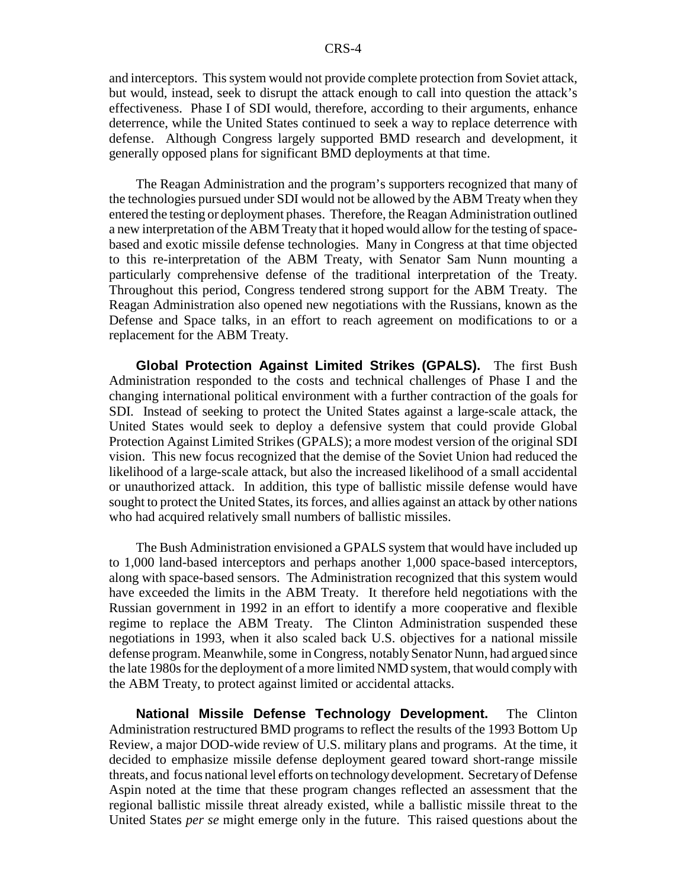and interceptors. This system would not provide complete protection from Soviet attack, but would, instead, seek to disrupt the attack enough to call into question the attack's effectiveness. Phase I of SDI would, therefore, according to their arguments, enhance deterrence, while the United States continued to seek a way to replace deterrence with defense. Although Congress largely supported BMD research and development, it generally opposed plans for significant BMD deployments at that time.

The Reagan Administration and the program's supporters recognized that many of the technologies pursued under SDI would not be allowed by the ABM Treaty when they entered the testing or deployment phases. Therefore, the Reagan Administration outlined a new interpretation of the ABM Treaty that it hoped would allow for the testing of space-based and exotic missile defense technologies. Many in Congress at that time objected to this re-interpretation of the ABM Treaty, with Senator Sam Nunn mounting a particularly comprehensive defense of the traditional interpretation of the Treaty. Throughout this period, Congress tendered strong support for the ABM Treaty. The Reagan Administration also opened new negotiations with the Russians, known as the Defense and Space talks, in an effort to reach agreement on modifications to or a replacement for the ABM Treaty.

**Global Protection Against Limited Strikes (GPALS).** The first Bush Administration responded to the costs and technical challenges of Phase I and the changing international political environment with a further contraction of the goals for SDI. Instead of seeking to protect the United States against a large-scale attack, the United States would seek to deploy a defensive system that could provide Global Protection Against Limited Strikes (GPALS); a more modest version of the original SDI vision. This new focus recognized that the demise of the Soviet Union had reduced the likelihood of a large-scale attack, but also the increased likelihood of a small accidental or unauthorized attack. In addition, this type of ballistic missile defense would have sought to protect the United States, its forces, and allies against an attack by other nations who had acquired relatively small numbers of ballistic missiles.

The Bush Administration envisioned a GPALS system that would have included up to 1,000 land-based interceptors and perhaps another 1,000 space-based interceptors, along with space-based sensors. The Administration recognized that this system would have exceeded the limits in the ABM Treaty. It therefore held negotiations with the Russian government in 1992 in an effort to identify a more cooperative and flexible regime to replace the ABM Treaty. The Clinton Administration suspended these negotiations in 1993, when it also scaled back U.S. objectives for a national missile defense program. Meanwhile, some in Congress, notably Senator Nunn, had argued since the late 1980s for the deployment of a more limited NMD system, that would comply with the ABM Treaty, to protect against limited or accidental attacks.

**National Missile Defense Technology Development.** The Clinton Administration restructured BMD programs to reflect the results of the 1993 Bottom Up Review, a major DOD-wide review of U.S. military plans and programs. At the time, it decided to emphasize missile defense deployment geared toward short-range missile threats, and focus national level efforts on technology development. Secretary of Defense Aspin noted at the time that these program changes reflected an assessment that the regional ballistic missile threat already existed, while a ballistic missile threat to the United States *per se* might emerge only in the future. This raised questions about the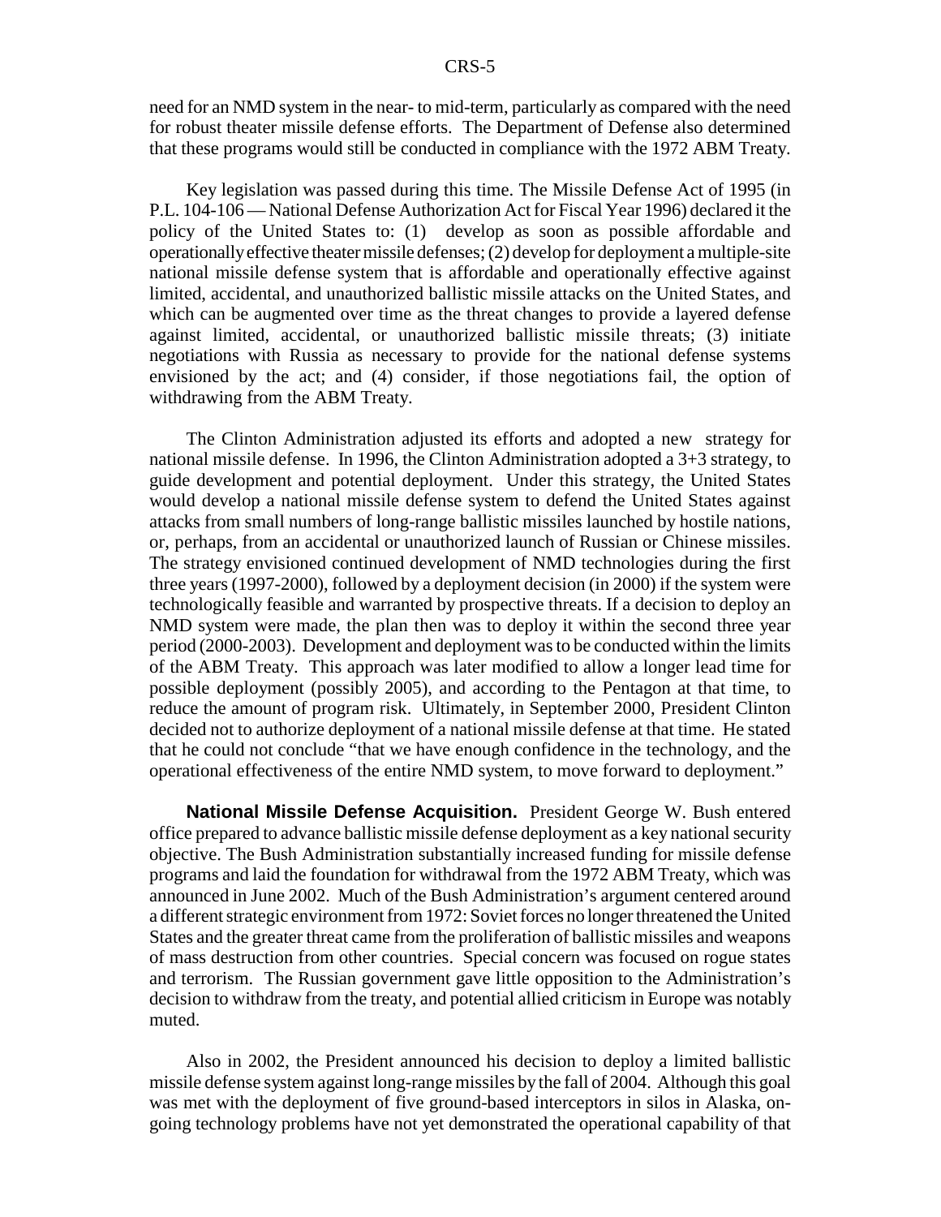need for an NMD system in the near- to mid-term, particularly as compared with the need for robust theater missile defense efforts. The Department of Defense also determined that these programs would still be conducted in compliance with the 1972 ABM Treaty.

Key legislation was passed during this time. The Missile Defense Act of 1995 (in P.L. 104-106 — National Defense Authorization Act for Fiscal Year 1996) declared it the policy of the United States to: (1) develop as soon as possible affordable and operationally effective theater missile defenses; (2) develop for deployment a multiple-site national missile defense system that is affordable and operationally effective against limited, accidental, and unauthorized ballistic missile attacks on the United States, and which can be augmented over time as the threat changes to provide a layered defense against limited, accidental, or unauthorized ballistic missile threats; (3) initiate negotiations with Russia as necessary to provide for the national defense systems envisioned by the act; and (4) consider, if those negotiations fail, the option of withdrawing from the ABM Treaty.

The Clinton Administration adjusted its efforts and adopted a new strategy for national missile defense. In 1996, the Clinton Administration adopted a 3+3 strategy, to guide development and potential deployment. Under this strategy, the United States would develop a national missile defense system to defend the United States against attacks from small numbers of long-range ballistic missiles launched by hostile nations, or, perhaps, from an accidental or unauthorized launch of Russian or Chinese missiles. The strategy envisioned continued development of NMD technologies during the first three years (1997-2000), followed by a deployment decision (in 2000) if the system were technologically feasible and warranted by prospective threats. If a decision to deploy an NMD system were made, the plan then was to deploy it within the second three year period (2000-2003). Development and deployment was to be conducted within the limits of the ABM Treaty. This approach was later modified to allow a longer lead time for possible deployment (possibly 2005), and according to the Pentagon at that time, to reduce the amount of program risk. Ultimately, in September 2000, President Clinton decided not to authorize deployment of a national missile defense at that time. He stated that he could not conclude "that we have enough confidence in the technology, and the operational effectiveness of the entire NMD system, to move forward to deployment."

**National Missile Defense Acquisition.** President George W. Bush entered office prepared to advance ballistic missile defense deployment as a key national security objective. The Bush Administration substantially increased funding for missile defense programs and laid the foundation for withdrawal from the 1972 ABM Treaty, which was announced in June 2002. Much of the Bush Administration's argument centered around a different strategic environment from 1972: Soviet forces no longer threatened the United States and the greater threat came from the proliferation of ballistic missiles and weapons of mass destruction from other countries. Special concern was focused on rogue states and terrorism. The Russian government gave little opposition to the Administration's decision to withdraw from the treaty, and potential allied criticism in Europe was notably muted.

Also in 2002, the President announced his decision to deploy a limited ballistic missile defense system against long-range missiles by the fall of 2004. Although this goal was met with the deployment of five ground-based interceptors in silos in Alaska, on-going technology problems have not yet demonstrated the operational capability of that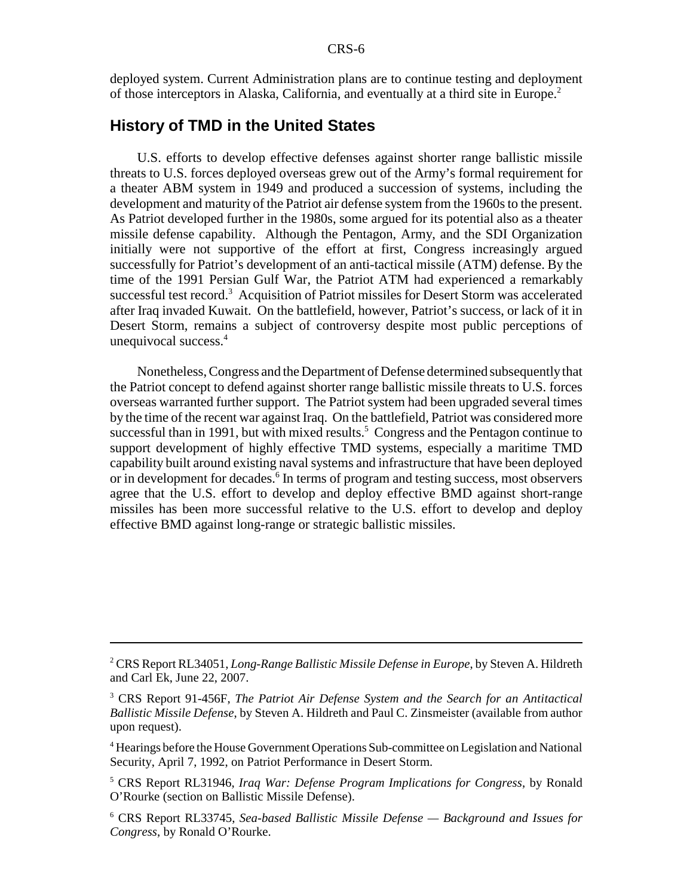deployed system. Current Administration plans are to continue testing and deployment of those interceptors in Alaska, California, and eventually at a third site in Europe.[2]

## History of TMD in the United States

U.S. efforts to develop effective defenses against shorter range ballistic missile threats to U.S. forces deployed overseas grew out of the Army's formal requirement for a theater ABM system in 1949 and produced a succession of systems, including the development and maturity of the Patriot air defense system from the 1960s to the present. As Patriot developed further in the 1980s, some argued for its potential also as a theater missile defense capability. Although the Pentagon, Army, and the SDI Organization initially were not supportive of the effort at first, Congress increasingly argued successfully for Patriot's development of an anti-tactical missile (ATM) defense. By the time of the 1991 Persian Gulf War, the Patriot ATM had experienced a remarkably successful test record.[3] Acquisition of Patriot missiles for Desert Storm was accelerated after Iraq invaded Kuwait. On the battlefield, however, Patriot's success, or lack of it in Desert Storm, remains a subject of controversy despite most public perceptions of unequivocal success.[4]

Nonetheless, Congress and the Department of Defense determined subsequently that the Patriot concept to defend against shorter range ballistic missile threats to U.S. forces overseas warranted further support. The Patriot system had been upgraded several times by the time of the recent war against Iraq. On the battlefield, Patriot was considered more successful than in 1991, but with mixed results.[5] Congress and the Pentagon continue to support development of highly effective TMD systems, especially a maritime TMD capability built around existing naval systems and infrastructure that have been deployed or in development for decades.[6] In terms of program and testing success, most observers agree that the U.S. effort to develop and deploy effective BMD against short-range missiles has been more successful relative to the U.S. effort to develop and deploy effective BMD against long-range or strategic ballistic missiles.

---

[2] CRS Report RL34051, *Long-Range Ballistic Missile Defense in Europe*, by Steven A. Hildreth and Carl Ek, June 22, 2007.

[3] CRS Report 91-456F, *The Patriot Air Defense System and the Search for an Antitactical Ballistic Missile Defense*, by Steven A. Hildreth and Paul C. Zinsmeister (available from author upon request).

[4] Hearings before the House Government Operations Sub-committee on Legislation and National Security, April 7, 1992, on Patriot Performance in Desert Storm.

[5] CRS Report RL31946, *Iraq War: Defense Program Implications for Congress*, by Ronald O'Rourke (section on Ballistic Missile Defense).

[6] CRS Report RL33745, *Sea-based Ballistic Missile Defense — Background and Issues for Congress*, by Ronald O'Rourke.